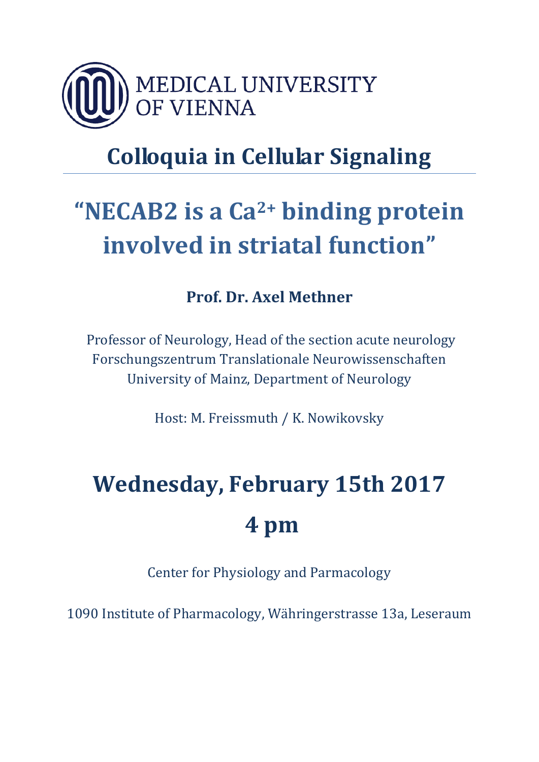MEDICAL UNIVERSITY
OF VIENNA

# Colloquia in Cellular Signaling

## “NECAB2 is a $Ca^{2+}$ binding protein involved in striatal function”

**Prof. Dr. Axel Methner**

Professor of Neurology, Head of the section acute neurology
Forschungszentrum Translationale Neurowissenschaften
University of Mainz, Department of Neurology

Host: M. Freissmuth / K. Nowikovsky

# Wednesday, February 15th 2017

# 4 pm

Center for Physiology and Parmacology

1090 Institute of Pharmacology, Währingerstrasse 13a, Leseraum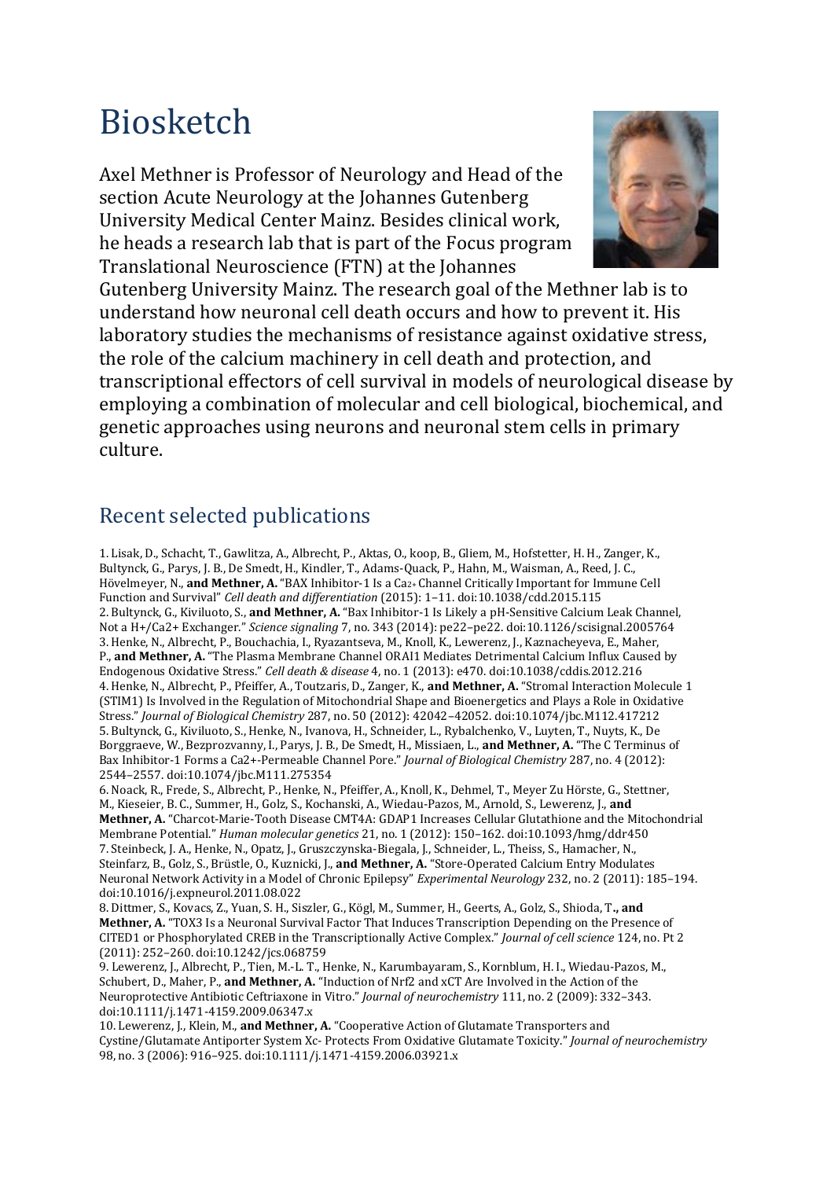# Biosketch

Axel Methner is Professor of Neurology and Head of the section Acute Neurology at the Johannes Gutenberg University Medical Center Mainz. Besides clinical work, he heads a research lab that is part of the Focus program Translational Neuroscience (FTN) at the Johannes Gutenberg University Mainz. The research goal of the Methner lab is to understand how neuronal cell death occurs and how to prevent it. His laboratory studies the mechanisms of resistance against oxidative stress, the role of the calcium machinery in cell death and protection, and transcriptional effectors of cell survival in models of neurological disease by employing a combination of molecular and cell biological, biochemical, and genetic approaches using neurons and neuronal stem cells in primary culture.

## Recent selected publications

1. Lisak, D., Schacht, T., Gawlitza, A., Albrecht, P., Aktas, O., koop, B., Gliem, M., Hofstetter, H. H., Zanger, K., Bultynck, G., Parys, J. B., De Smedt, H., Kindler, T., Adams-Quack, P., Hahn, M., Waisman, A., Reed, J. C., Hövelmeyer, N., **and Methner, A.** "BAX Inhibitor-1 Is a $Ca^{2+}$ Channel Critically Important for Immune Cell Function and Survival" *Cell death and differentiation* (2015): 1–11. doi:10.1038/cdd.2015.115
2. Bultynck, G., Kiviluoto, S., **and Methner, A.** "Bax Inhibitor-1 Is Likely a pH-Sensitive Calcium Leak Channel, Not a $H^+/Ca^{2+}$ Exchanger." *Science signaling* 7, no. 343 (2014): pe22–pe22. doi:10.1126/scisignal.2005764
3. Henke, N., Albrecht, P., Bouchachia, I., Ryazantseva, M., Knoll, K., Lewerenz, J., Kaznacheyeva, E., Maher, P., **and Methner, A.** "The Plasma Membrane Channel ORAI1 Mediates Detrimental Calcium Influx Caused by Endogenous Oxidative Stress." *Cell death & disease* 4, no. 1 (2013): e470. doi:10.1038/cddis.2012.216
4. Henke, N., Albrecht, P., Pfeiffer, A., Toutzaris, D., Zanger, K., **and Methner, A.** "Stromal Interaction Molecule 1 (STIM1) Is Involved in the Regulation of Mitochondrial Shape and Bioenergetics and Plays a Role in Oxidative Stress." *Journal of Biological Chemistry* 287, no. 50 (2012): 42042–42052. doi:10.1074/jbc.M112.417212
5. Bultynck, G., Kiviluoto, S., Henke, N., Ivanova, H., Schneider, L., Rybalchenko, V., Luyten, T., Nuyts, K., De Borggraeve, W., Bezprozvanny, I., Parys, J. B., De Smedt, H., Missiaen, L., **and Methner, A.** "The C Terminus of Bax Inhibitor-1 Forms a $Ca^{2+}$-Permeable Channel Pore." *Journal of Biological Chemistry* 287, no. 4 (2012): 2544–2557. doi:10.1074/jbc.M111.275354
6. Noack, R., Frede, S., Albrecht, P., Henke, N., Pfeiffer, A., Knoll, K., Dehmel, T., Meyer Zu Hörste, G., Stettner, M., Kieseier, B. C., Summer, H., Golz, S., Kochanski, A., Wiedau-Pazos, M., Arnold, S., Lewerenz, J., **and Methner, A.** "Charcot-Marie-Tooth Disease CMT4A: GDAP1 Increases Cellular Glutathione and the Mitochondrial Membrane Potential." *Human molecular genetics* 21, no. 1 (2012): 150–162. doi:10.1093/hmg/ddr450
7. Steinbeck, J. A., Henke, N., Opatz, J., Gruszczynska-Biegala, J., Schneider, L., Theiss, S., Hamacher, N., Steinfarz, B., Golz, S., Brüstle, O., Kuznicki, J., **and Methner, A.** "Store-Operated Calcium Entry Modulates Neuronal Network Activity in a Model of Chronic Epilepsy" *Experimental Neurology* 232, no. 2 (2011): 185–194. doi:10.1016/j.expneurol.2011.08.022
8. Dittmer, S., Kovacs, Z., Yuan, S. H., Siszler, G., Kögl, M., Summer, H., Geerts, A., Golz, S., Shioda, T**., and Methner, A.** "TOX3 Is a Neuronal Survival Factor That Induces Transcription Depending on the Presence of CITED1 or Phosphorylated CREB in the Transcriptionally Active Complex." *Journal of cell science* 124, no. Pt 2 (2011): 252–260. doi:10.1242/jcs.068759
9. Lewerenz, J., Albrecht, P., Tien, M.-L. T., Henke, N., Karumbayaram, S., Kornblum, H. I., Wiedau-Pazos, M., Schubert, D., Maher, P., **and Methner, A.** "Induction of Nrf2 and xCT Are Involved in the Action of the Neuroprotective Antibiotic Ceftriaxone in Vitro." *Journal of neurochemistry* 111, no. 2 (2009): 332–343. doi:10.1111/j.1471-4159.2009.06347.x
10. Lewerenz, J., Klein, M., **and Methner, A.** "Cooperative Action of Glutamate Transporters and Cystine/Glutamate Antiporter System Xc- Protects From Oxidative Glutamate Toxicity." *Journal of neurochemistry* 98, no. 3 (2006): 916–925. doi:10.1111/j.1471-4159.2006.03921.x